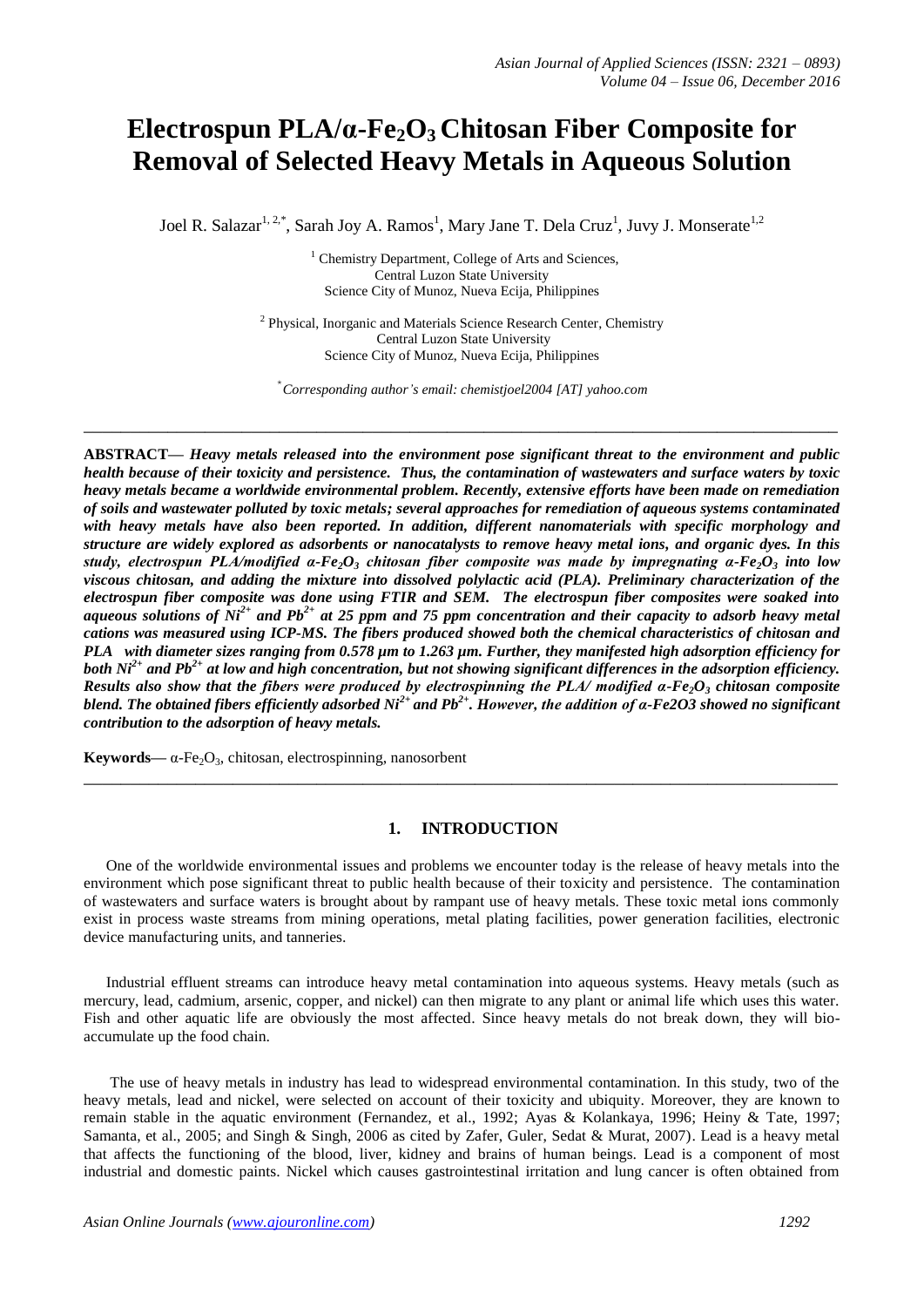# Electrospun PLA/α-$Fe_2O_3$ Chitosan Fiber Composite for Removal of Selected Heavy Metals in Aqueous Solution

Joel R. Salazar[1, 2,*], Sarah Joy A. Ramos[1], Mary Jane T. Dela Cruz[1], Juvy J. Monserate[1,2]

[1] Chemistry Department, College of Arts and Sciences, Central Luzon State University Science City of Munoz, Nueva Ecija, Philippines

[2] Physical, Inorganic and Materials Science Research Center, Chemistry Central Luzon State University Science City of Munoz, Nueva Ecija, Philippines

[*] *Corresponding author's email: chemistjoel2004 [AT] yahoo.com*

---

**ABSTRACT—** ***Heavy metals released into the environment pose significant threat to the environment and public health because of their toxicity and persistence. Thus, the contamination of wastewaters and surface waters by toxic heavy metals became a worldwide environmental problem. Recently, extensive efforts have been made on remediation of soils and wastewater polluted by toxic metals; several approaches for remediation of aqueous systems contaminated with heavy metals have also been reported. In addition, different nanomaterials with specific morphology and structure are widely explored as adsorbents or nanocatalysts to remove heavy metal ions, and organic dyes. In this study, electrospun PLA/modified α-$Fe_2O_3$ chitosan fiber composite was made by impregnating α-$Fe_2O_3$ into low viscous chitosan, and adding the mixture into dissolved polylactic acid (PLA). Preliminary characterization of the electrospun fiber composite was done using FTIR and SEM. The electrospun fiber composites were soaked into aqueous solutions of $Ni^{2+}$ and $Pb^{2+}$ at 25 ppm and 75 ppm concentration and their capacity to adsorb heavy metal cations was measured using ICP-MS. The fibers produced showed both the chemical characteristics of chitosan and PLA with diameter sizes ranging from 0.578 µm to 1.263 µm. Further, they manifested high adsorption efficiency for both $Ni^{2+}$ and $Pb^{2+}$ at low and high concentration, but not showing significant differences in the adsorption efficiency. Results also show that the fibers were produced by electrospinning the PLA/ modified α-$Fe_2O_3$ chitosan composite blend. The obtained fibers efficiently adsorbed $Ni^{2+}$ and $Pb^{2+}$. However, the addition of α-Fe2O3 showed no significant contribution to the adsorption of heavy metals.***

**Keywords—** α-$Fe_2O_3$, chitosan, electrospinning, nanosorbent

---

## 1. INTRODUCTION

One of the worldwide environmental issues and problems we encounter today is the release of heavy metals into the environment which pose significant threat to public health because of their toxicity and persistence. The contamination of wastewaters and surface waters is brought about by rampant use of heavy metals. These toxic metal ions commonly exist in process waste streams from mining operations, metal plating facilities, power generation facilities, electronic device manufacturing units, and tanneries.

Industrial effluent streams can introduce heavy metal contamination into aqueous systems. Heavy metals (such as mercury, lead, cadmium, arsenic, copper, and nickel) can then migrate to any plant or animal life which uses this water. Fish and other aquatic life are obviously the most affected. Since heavy metals do not break down, they will bio-accumulate up the food chain.

The use of heavy metals in industry has lead to widespread environmental contamination. In this study, two of the heavy metals, lead and nickel, were selected on account of their toxicity and ubiquity. Moreover, they are known to remain stable in the aquatic environment (Fernandez, et al., 1992; Ayas & Kolankaya, 1996; Heiny & Tate, 1997; Samanta, et al., 2005; and Singh & Singh, 2006 as cited by Zafer, Guler, Sedat & Murat, 2007). Lead is a heavy metal that affects the functioning of the blood, liver, kidney and brains of human beings. Lead is a component of most industrial and domestic paints. Nickel which causes gastrointestinal irritation and lung cancer is often obtained from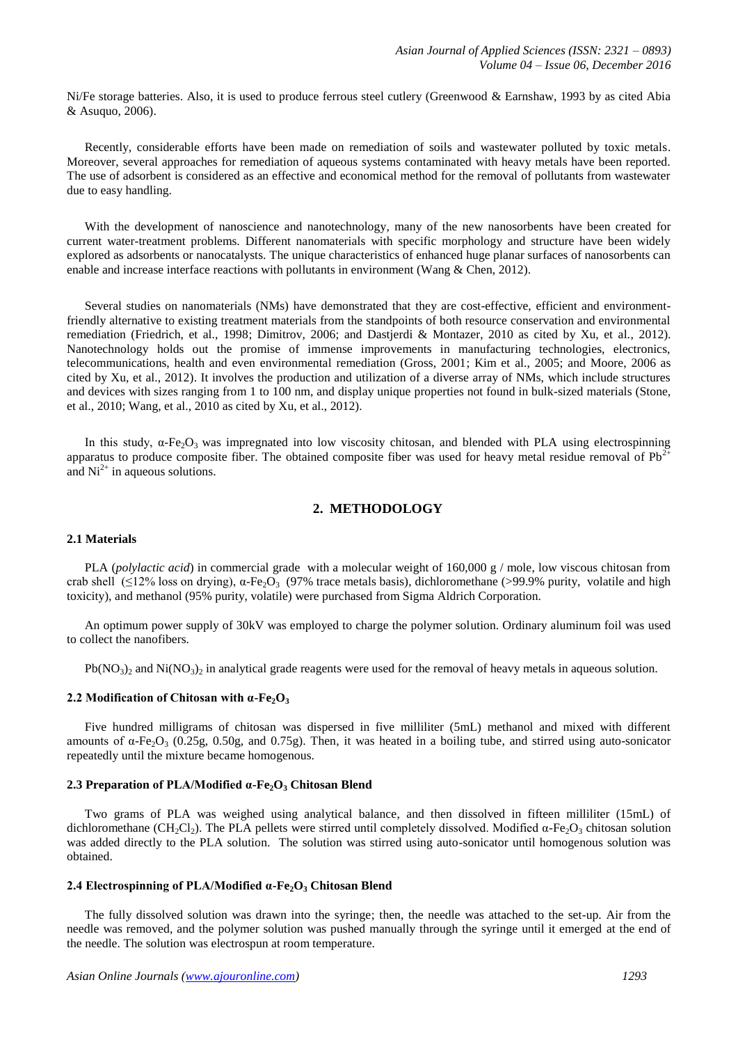Ni/Fe storage batteries. Also, it is used to produce ferrous steel cutlery (Greenwood & Earnshaw, 1993 by as cited Abia & Asuquo, 2006).

Recently, considerable efforts have been made on remediation of soils and wastewater polluted by toxic metals. Moreover, several approaches for remediation of aqueous systems contaminated with heavy metals have been reported. The use of adsorbent is considered as an effective and economical method for the removal of pollutants from wastewater due to easy handling.

With the development of nanoscience and nanotechnology, many of the new nanosorbents have been created for current water-treatment problems. Different nanomaterials with specific morphology and structure have been widely explored as adsorbents or nanocatalysts. The unique characteristics of enhanced huge planar surfaces of nanosorbents can enable and increase interface reactions with pollutants in environment (Wang & Chen, 2012).

Several studies on nanomaterials (NMs) have demonstrated that they are cost-effective, efficient and environment-friendly alternative to existing treatment materials from the standpoints of both resource conservation and environmental remediation (Friedrich, et al., 1998; Dimitrov, 2006; and Dastjerdi & Montazer, 2010 as cited by Xu, et al., 2012). Nanotechnology holds out the promise of immense improvements in manufacturing technologies, electronics, telecommunications, health and even environmental remediation (Gross, 2001; Kim et al., 2005; and Moore, 2006 as cited by Xu, et al., 2012). It involves the production and utilization of a diverse array of NMs, which include structures and devices with sizes ranging from 1 to 100 nm, and display unique properties not found in bulk-sized materials (Stone, et al., 2010; Wang, et al., 2010 as cited by Xu, et al., 2012).

In this study, $\alpha$-$Fe_2O_3$ was impregnated into low viscosity chitosan, and blended with PLA using electrospinning apparatus to produce composite fiber. The obtained composite fiber was used for heavy metal residue removal of $Pb^{2+}$ and $Ni^{2+}$ in aqueous solutions.

## 2. METHODOLOGY

### 2.1 Materials

PLA (*polylactic acid*) in commercial grade with a molecular weight of 160,000 g / mole, low viscous chitosan from crab shell (≤12% loss on drying), $\alpha$-$Fe_2O_3$ (97% trace metals basis), dichloromethane (>99.9% purity, volatile and high toxicity), and methanol (95% purity, volatile) were purchased from Sigma Aldrich Corporation.

An optimum power supply of 30kV was employed to charge the polymer solution. Ordinary aluminum foil was used to collect the nanofibers.

$Pb(NO_3)_2$ and $Ni(NO_3)_2$ in analytical grade reagents were used for the removal of heavy metals in aqueous solution.

### 2.2 Modification of Chitosan with $\alpha$-$Fe_2O_3$

Five hundred milligrams of chitosan was dispersed in five milliliter (5mL) methanol and mixed with different amounts of $\alpha$-$Fe_2O_3$ (0.25g, 0.50g, and 0.75g). Then, it was heated in a boiling tube, and stirred using auto-sonicator repeatedly until the mixture became homogenous.

### 2.3 Preparation of PLA/Modified $\alpha$-$Fe_2O_3$ Chitosan Blend

Two grams of PLA was weighed using analytical balance, and then dissolved in fifteen milliliter (15mL) of dichloromethane ($CH_2Cl_2$). The PLA pellets were stirred until completely dissolved. Modified $\alpha$-$Fe_2O_3$ chitosan solution was added directly to the PLA solution. The solution was stirred using auto-sonicator until homogenous solution was obtained.

### 2.4 Electrospinning of PLA/Modified $\alpha$-$Fe_2O_3$ Chitosan Blend

The fully dissolved solution was drawn into the syringe; then, the needle was attached to the set-up. Air from the needle was removed, and the polymer solution was pushed manually through the syringe until it emerged at the end of the needle. The solution was electrospun at room temperature.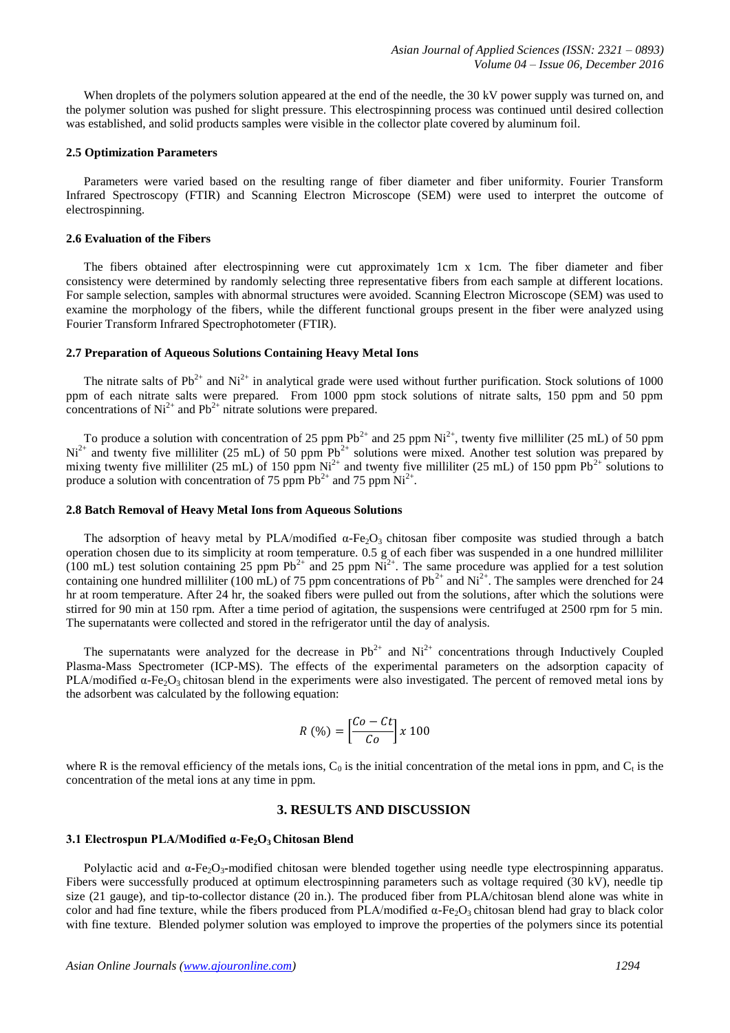When droplets of the polymers solution appeared at the end of the needle, the 30 kV power supply was turned on, and the polymer solution was pushed for slight pressure. This electrospinning process was continued until desired collection was established, and solid products samples were visible in the collector plate covered by aluminum foil.

### 2.5 Optimization Parameters

Parameters were varied based on the resulting range of fiber diameter and fiber uniformity. Fourier Transform Infrared Spectroscopy (FTIR) and Scanning Electron Microscope (SEM) were used to interpret the outcome of electrospinning.

### 2.6 Evaluation of the Fibers

The fibers obtained after electrospinning were cut approximately 1cm x 1cm. The fiber diameter and fiber consistency were determined by randomly selecting three representative fibers from each sample at different locations. For sample selection, samples with abnormal structures were avoided. Scanning Electron Microscope (SEM) was used to examine the morphology of the fibers, while the different functional groups present in the fiber were analyzed using Fourier Transform Infrared Spectrophotometer (FTIR).

### 2.7 Preparation of Aqueous Solutions Containing Heavy Metal Ions

The nitrate salts of $Pb^{2+}$ and $Ni^{2+}$ in analytical grade were used without further purification. Stock solutions of 1000 ppm of each nitrate salts were prepared. From 1000 ppm stock solutions of nitrate salts, 150 ppm and 50 ppm concentrations of $Ni^{2+}$ and $Pb^{2+}$ nitrate solutions were prepared.

To produce a solution with concentration of 25 ppm $Pb^{2+}$ and 25 ppm $Ni^{2+}$, twenty five milliliter (25 mL) of 50 ppm $Ni^{2+}$ and twenty five milliliter (25 mL) of 50 ppm $Pb^{2+}$ solutions were mixed. Another test solution was prepared by mixing twenty five milliliter (25 mL) of 150 ppm $Ni^{2+}$ and twenty five milliliter (25 mL) of 150 ppm $Pb^{2+}$ solutions to produce a solution with concentration of 75 ppm $Pb^{2+}$ and 75 ppm $Ni^{2+}$.

### 2.8 Batch Removal of Heavy Metal Ions from Aqueous Solutions

The adsorption of heavy metal by PLA/modified $\alpha$-$Fe_2O_3$ chitosan fiber composite was studied through a batch operation chosen due to its simplicity at room temperature. 0.5 g of each fiber was suspended in a one hundred milliliter (100 mL) test solution containing 25 ppm $Pb^{2+}$ and 25 ppm $Ni^{2+}$. The same procedure was applied for a test solution containing one hundred milliliter (100 mL) of 75 ppm concentrations of $Pb^{2+}$ and $Ni^{2+}$. The samples were drenched for 24 hr at room temperature. After 24 hr, the soaked fibers were pulled out from the solutions, after which the solutions were stirred for 90 min at 150 rpm. After a time period of agitation, the suspensions were centrifuged at 2500 rpm for 5 min. The supernatants were collected and stored in the refrigerator until the day of analysis.

The supernatants were analyzed for the decrease in $Pb^{2+}$ and $Ni^{2+}$ concentrations through Inductively Coupled Plasma-Mass Spectrometer (ICP-MS). The effects of the experimental parameters on the adsorption capacity of PLA/modified $\alpha$-$Fe_2O_3$ chitosan blend in the experiments were also investigated. The percent of removed metal ions by the adsorbent was calculated by the following equation:

$$R\ (\%) = \left[\frac{Co - Ct}{Co}\right] x\ 100$$

where R is the removal efficiency of the metals ions, $C_0$ is the initial concentration of the metal ions in ppm, and $C_t$ is the concentration of the metal ions at any time in ppm.

## 3. RESULTS AND DISCUSSION

### 3.1 Electrospun PLA/Modified $\alpha$-$Fe_2O_3$ Chitosan Blend

Polylactic acid and $\alpha$-$Fe_2O_3$-modified chitosan were blended together using needle type electrospinning apparatus. Fibers were successfully produced at optimum electrospinning parameters such as voltage required (30 kV), needle tip size (21 gauge), and tip-to-collector distance (20 in.). The produced fiber from PLA/chitosan blend alone was white in color and had fine texture, while the fibers produced from PLA/modified $\alpha$-$Fe_2O_3$ chitosan blend had gray to black color with fine texture. Blended polymer solution was employed to improve the properties of the polymers since its potential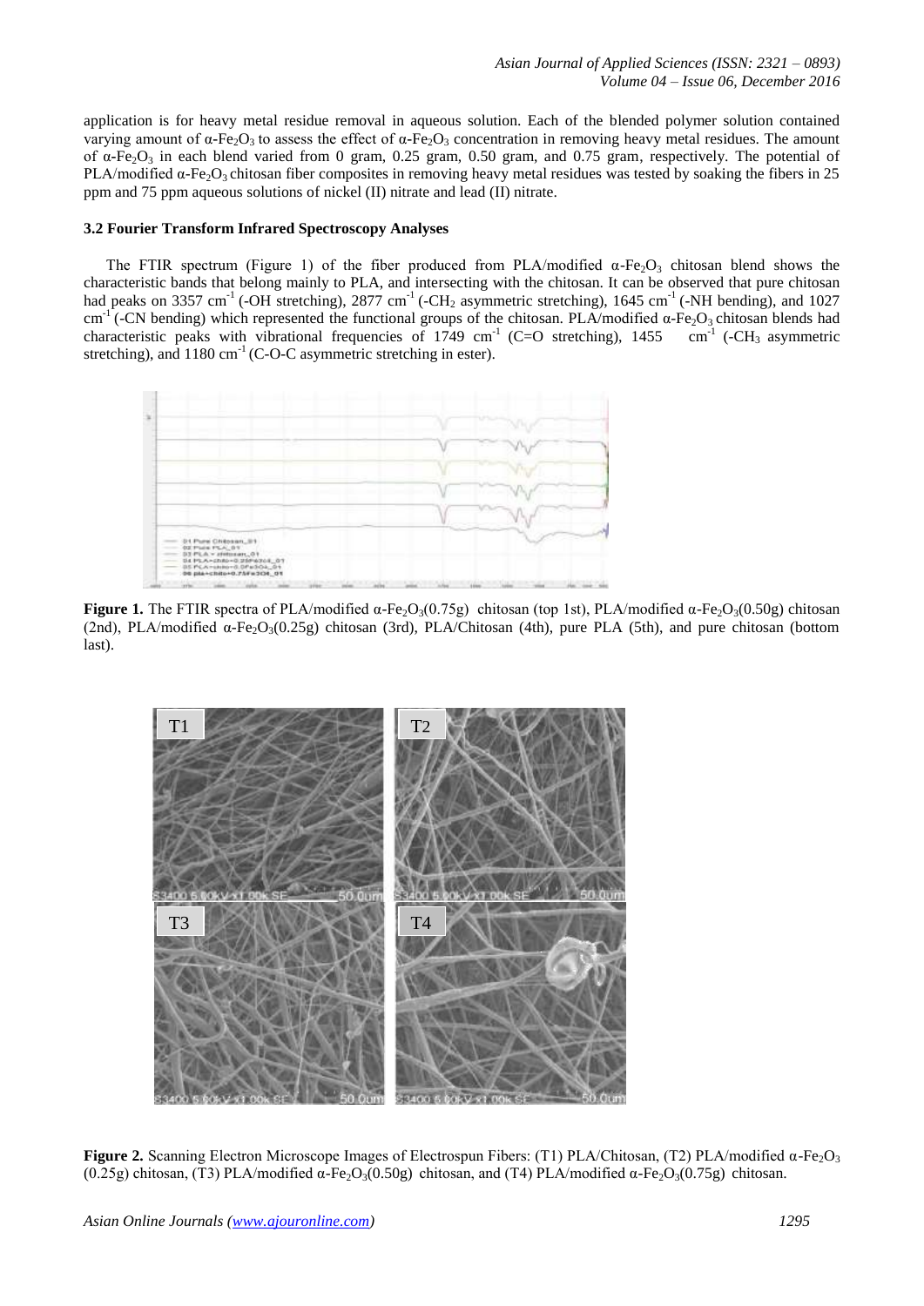application is for heavy metal residue removal in aqueous solution. Each of the blended polymer solution contained varying amount of $\alpha$-$Fe_2O_3$ to assess the effect of $\alpha$-$Fe_2O_3$ concentration in removing heavy metal residues. The amount of $\alpha$-$Fe_2O_3$ in each blend varied from 0 gram, 0.25 gram, 0.50 gram, and 0.75 gram, respectively. The potential of PLA/modified $\alpha$-$Fe_2O_3$ chitosan fiber composites in removing heavy metal residues was tested by soaking the fibers in 25 ppm and 75 ppm aqueous solutions of nickel (II) nitrate and lead (II) nitrate.

### 3.2 Fourier Transform Infrared Spectroscopy Analyses

The FTIR spectrum (Figure 1) of the fiber produced from PLA/modified $\alpha$-$Fe_2O_3$ chitosan blend shows the characteristic bands that belong mainly to PLA, and intersecting with the chitosan. It can be observed that pure chitosan had peaks on 3357 $cm^{-1}$ (-OH stretching), 2877 $cm^{-1}$ (-$CH_2$ asymmetric stretching), 1645 $cm^{-1}$ (-NH bending), and 1027 $cm^{-1}$ (-CN bending) which represented the functional groups of the chitosan. PLA/modified $\alpha$-$Fe_2O_3$ chitosan blends had characteristic peaks with vibrational frequencies of 1749 $cm^{-1}$ (C=O stretching), 1455 $cm^{-1}$ (-$CH_3$ asymmetric stretching), and 1180 $cm^{-1}$ (C-O-C asymmetric stretching in ester).

**Figure 1.** The FTIR spectra of PLA/modified $\alpha$-$Fe_2O_3$(0.75g) chitosan (top 1st), PLA/modified $\alpha$-$Fe_2O_3$(0.50g) chitosan (2nd), PLA/modified $\alpha$-$Fe_2O_3$(0.25g) chitosan (3rd), PLA/Chitosan (4th), pure PLA (5th), and pure chitosan (bottom last).

**Figure 2.** Scanning Electron Microscope Images of Electrospun Fibers: (T1) PLA/Chitosan, (T2) PLA/modified $\alpha$-$Fe_2O_3$ (0.25g) chitosan, (T3) PLA/modified $\alpha$-$Fe_2O_3$(0.50g) chitosan, and (T4) PLA/modified $\alpha$-$Fe_2O_3$(0.75g) chitosan.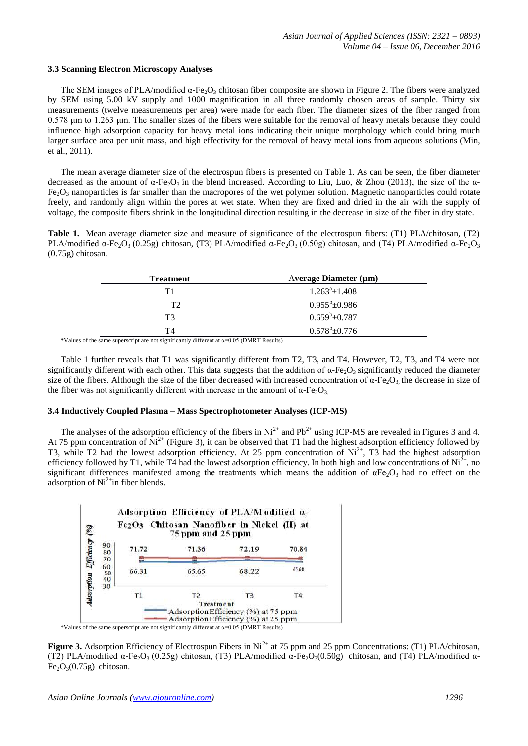### 3.3 Scanning Electron Microscopy Analyses

The SEM images of PLA/modified $\alpha$-$Fe_2O_3$ chitosan fiber composite are shown in Figure 2. The fibers were analyzed by SEM using 5.00 kV supply and 1000 magnification in all three randomly chosen areas of sample. Thirty six measurements (twelve measurements per area) were made for each fiber. The diameter sizes of the fiber ranged from 0.578 μm to 1.263 μm. The smaller sizes of the fibers were suitable for the removal of heavy metals because they could influence high adsorption capacity for heavy metal ions indicating their unique morphology which could bring much larger surface area per unit mass, and high effectivity for the removal of heavy metal ions from aqueous solutions (Min, et al., 2011).

The mean average diameter size of the electrospun fibers is presented on Table 1. As can be seen, the fiber diameter decreased as the amount of $\alpha$-$Fe_2O_3$ in the blend increased. According to Liu, Luo, & Zhou (2013), the size of the $\alpha$-$Fe_2O_3$ nanoparticles is far smaller than the macropores of the wet polymer solution. Magnetic nanoparticles could rotate freely, and randomly align within the pores at wet state. When they are fixed and dried in the air with the supply of voltage, the composite fibers shrink in the longitudinal direction resulting in the decrease in size of the fiber in dry state.

**Table 1.** Mean average diameter size and measure of significance of the electrospun fibers: (T1) PLA/chitosan, (T2) PLA/modified $\alpha$-$Fe_2O_3$ (0.25g) chitosan, (T3) PLA/modified $\alpha$-$Fe_2O_3$ (0.50g) chitosan, and (T4) PLA/modified $\alpha$-$Fe_2O_3$ (0.75g) chitosan.

| Treatment | Average Diameter (μm) |
|---|---|
| T1 | $1.263^{a}\pm1.408$ |
| T2 | $0.955^{b}\pm0.986$ |
| T3 | $0.659^{b}\pm0.787$ |
| T4 | $0.578^{b}\pm0.776$ |

*Values of the same superscript are not significantly different at $\alpha$=0.05 (DMRT Results)

Table 1 further reveals that T1 was significantly different from T2, T3, and T4. However, T2, T3, and T4 were not significantly different with each other. This data suggests that the addition of $\alpha$-$Fe_2O_3$ significantly reduced the diameter size of the fibers. Although the size of the fiber decreased with increased concentration of $\alpha$-$Fe_2O_3$, the decrease in size of the fiber was not significantly different with increase in the amount of $\alpha$-$Fe_2O_3$.

### 3.4 Inductively Coupled Plasma – Mass Spectrophotometer Analyses (ICP-MS)

The analyses of the adsorption efficiency of the fibers in $Ni^{2+}$ and $Pb^{2+}$ using ICP-MS are revealed in Figures 3 and 4. At 75 ppm concentration of $Ni^{2+}$ (Figure 3), it can be observed that T1 had the highest adsorption efficiency followed by T3, while T2 had the lowest adsorption efficiency. At 25 ppm concentration of $Ni^{2+}$, T3 had the highest adsorption efficiency followed by T1, while T4 had the lowest adsorption efficiency. In both high and low concentrations of $Ni^{2+}$, no significant differences manifested among the treatments which means the addition of $\alpha Fe_2O_3$ had no effect on the adsorption of $Ni^{2+}$in fiber blends.

*Values of the same superscript are not significantly different at $\alpha$=0.05 (DMRT Results)

**Figure 3.** Adsorption Efficiency of Electrospun Fibers in $Ni^{2+}$ at 75 ppm and 25 ppm Concentrations: (T1) PLA/chitosan, (T2) PLA/modified $\alpha$-$Fe_2O_3$ (0.25g) chitosan, (T3) PLA/modified $\alpha$-$Fe_2O_3$(0.50g) chitosan, and (T4) PLA/modified $\alpha$-$Fe_2O_3$(0.75g) chitosan.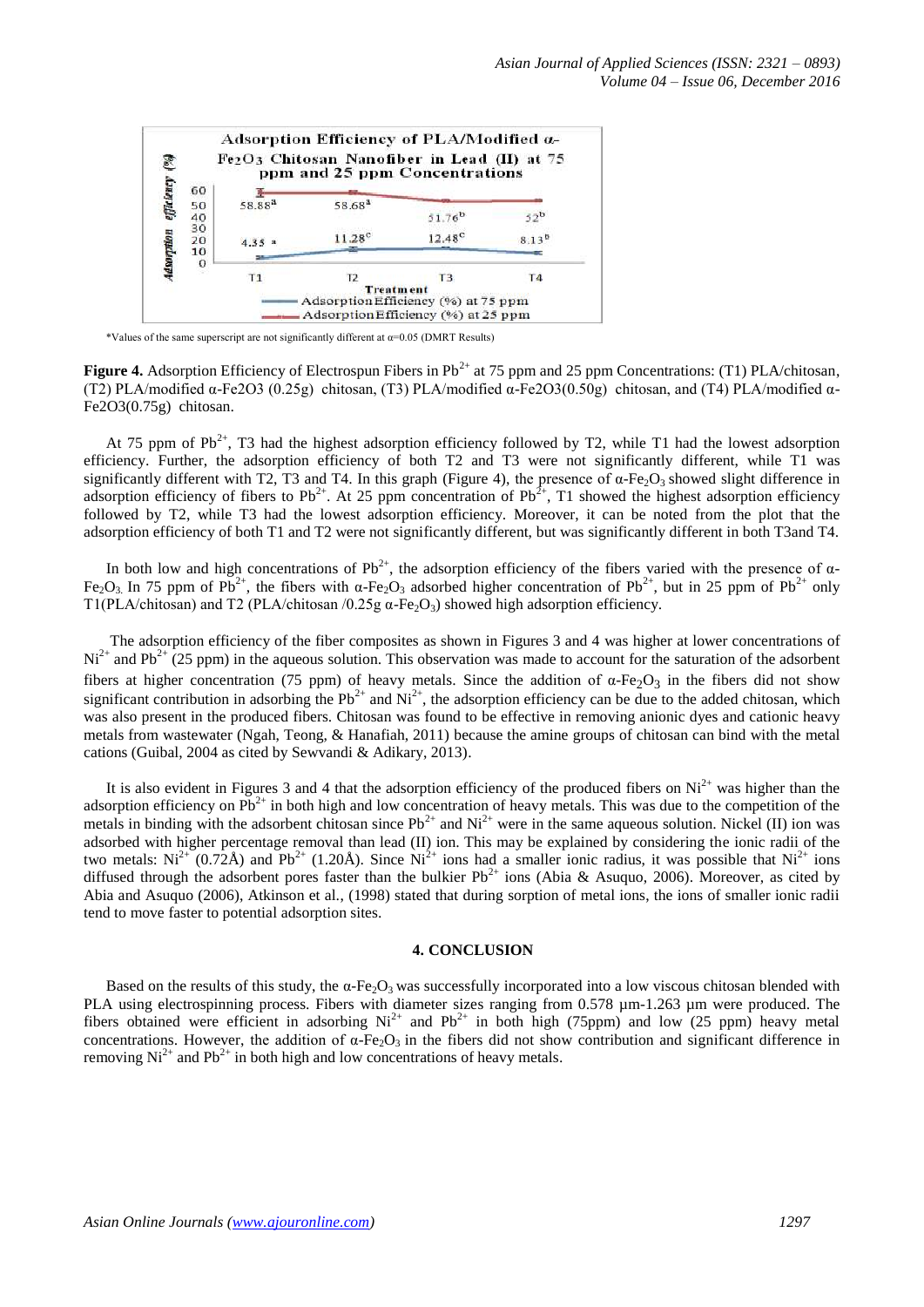*Values of the same superscript are not significantly different at α=0.05 (DMRT Results)

**Figure 4.** Adsorption Efficiency of Electrospun Fibers in $Pb^{2+}$ at 75 ppm and 25 ppm Concentrations: (T1) PLA/chitosan, (T2) PLA/modified α-Fe2O3 (0.25g) chitosan, (T3) PLA/modified α-Fe2O3(0.50g) chitosan, and (T4) PLA/modified α-Fe2O3(0.75g) chitosan.

At 75 ppm of $Pb^{2+}$, T3 had the highest adsorption efficiency followed by T2, while T1 had the lowest adsorption efficiency. Further, the adsorption efficiency of both T2 and T3 were not significantly different, while T1 was significantly different with T2, T3 and T4. In this graph (Figure 4), the presence of α-$Fe_2O_3$ showed slight difference in adsorption efficiency of fibers to $Pb^{2+}$. At 25 ppm concentration of $Pb^{2+}$, T1 showed the highest adsorption efficiency followed by T2, while T3 had the lowest adsorption efficiency. Moreover, it can be noted from the plot that the adsorption efficiency of both T1 and T2 were not significantly different, but was significantly different in both T3and T4.

In both low and high concentrations of $Pb^{2+}$, the adsorption efficiency of the fibers varied with the presence of α-$Fe_2O_3$. In 75 ppm of $Pb^{2+}$, the fibers with α-$Fe_2O_3$ adsorbed higher concentration of $Pb^{2+}$, but in 25 ppm of $Pb^{2+}$ only T1(PLA/chitosan) and T2 (PLA/chitosan /0.25g α-$Fe_2O_3$) showed high adsorption efficiency.

The adsorption efficiency of the fiber composites as shown in Figures 3 and 4 was higher at lower concentrations of $Ni^{2+}$ and $Pb^{2+}$ (25 ppm) in the aqueous solution. This observation was made to account for the saturation of the adsorbent fibers at higher concentration (75 ppm) of heavy metals. Since the addition of α-$Fe_2O_3$ in the fibers did not show significant contribution in adsorbing the $Pb^{2+}$ and $Ni^{2+}$, the adsorption efficiency can be due to the added chitosan, which was also present in the produced fibers. Chitosan was found to be effective in removing anionic dyes and cationic heavy metals from wastewater (Ngah, Teong, & Hanafiah, 2011) because the amine groups of chitosan can bind with the metal cations (Guibal, 2004 as cited by Sewvandi & Adikary, 2013).

It is also evident in Figures 3 and 4 that the adsorption efficiency of the produced fibers on $Ni^{2+}$ was higher than the adsorption efficiency on $Pb^{2+}$ in both high and low concentration of heavy metals. This was due to the competition of the metals in binding with the adsorbent chitosan since $Pb^{2+}$ and $Ni^{2+}$ were in the same aqueous solution. Nickel (II) ion was adsorbed with higher percentage removal than lead (II) ion. This may be explained by considering the ionic radii of the two metals: $Ni^{2+}$ (0.72Å) and $Pb^{2+}$ (1.20Å). Since $Ni^{2+}$ ions had a smaller ionic radius, it was possible that $Ni^{2+}$ ions diffused through the adsorbent pores faster than the bulkier $Pb^{2+}$ ions (Abia & Asuquo, 2006). Moreover, as cited by Abia and Asuquo (2006), Atkinson et al., (1998) stated that during sorption of metal ions, the ions of smaller ionic radii tend to move faster to potential adsorption sites.

## 4. CONCLUSION

Based on the results of this study, the α-$Fe_2O_3$ was successfully incorporated into a low viscous chitosan blended with PLA using electrospinning process. Fibers with diameter sizes ranging from 0.578 µm-1.263 µm were produced. The fibers obtained were efficient in adsorbing $Ni^{2+}$ and $Pb^{2+}$ in both high (75ppm) and low (25 ppm) heavy metal concentrations. However, the addition of α-$Fe_2O_3$ in the fibers did not show contribution and significant difference in removing $Ni^{2+}$ and $Pb^{2+}$ in both high and low concentrations of heavy metals.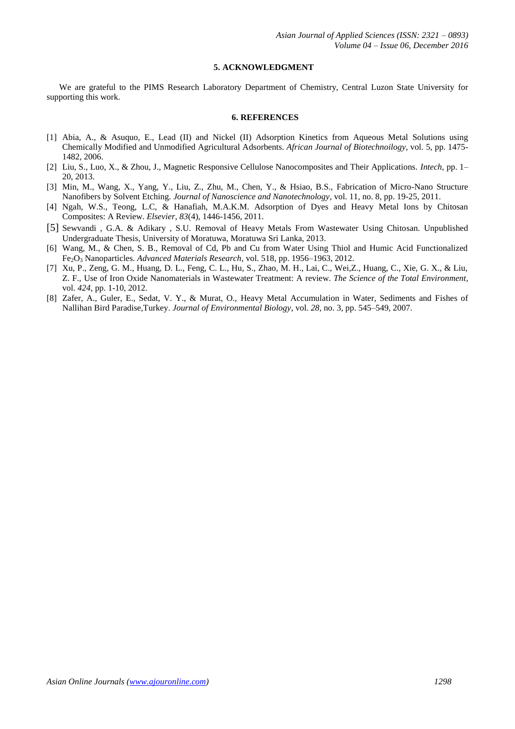## 5. ACKNOWLEDGMENT

We are grateful to the PIMS Research Laboratory Department of Chemistry, Central Luzon State University for supporting this work.

## 6. REFERENCES

[1] Abia, A., & Asuquo, E., Lead (II) and Nickel (II) Adsorption Kinetics from Aqueous Metal Solutions using Chemically Modified and Unmodified Agricultural Adsorbents. *African Journal of Biotechnoilogy*, vol. 5, pp. 1475-1482, 2006.

[2] Liu, S., Luo, X., & Zhou, J., Magnetic Responsive Cellulose Nanocomposites and Their Applications. *Intech*, pp. 1–20, 2013.

[3] Min, M., Wang, X., Yang, Y., Liu, Z., Zhu, M., Chen, Y., & Hsiao, B.S., Fabrication of Micro-Nano Structure Nanofibers by Solvent Etching. *Journal of Nanoscience and Nanotechnology*, vol. 11, no. 8, pp. 19-25, 2011.

[4] Ngah, W.S., Teong, L.C, & Hanafiah, M.A.K.M. Adsorption of Dyes and Heavy Metal Ions by Chitosan Composites: A Review. *Elsevier*, *83*(4), 1446-1456, 2011.

[5] Sewvandi , G.A. & Adikary , S.U. Removal of Heavy Metals From Wastewater Using Chitosan. Unpublished Undergraduate Thesis, University of Moratuwa, Moratuwa Sri Lanka, 2013.

[6] Wang, M., & Chen, S. B., Removal of Cd, Pb and Cu from Water Using Thiol and Humic Acid Functionalized $Fe_2O_3$ Nanoparticles. *Advanced Materials Research*, vol. 518, pp. 1956–1963, 2012.

[7] Xu, P., Zeng, G. M., Huang, D. L., Feng, C. L., Hu, S., Zhao, M. H., Lai, C., Wei,Z., Huang, C., Xie, G. X., & Liu, Z. F., Use of Iron Oxide Nanomaterials in Wastewater Treatment: A review. *The Science of the Total Environment*, vol. *424*, pp. 1-10, 2012.

[8] Zafer, A., Guler, E., Sedat, V. Y., & Murat, O., Heavy Metal Accumulation in Water, Sediments and Fishes of Nallihan Bird Paradise,Turkey. *Journal of Environmental Biology*, vol. *28*, no. 3, pp. 545–549, 2007.